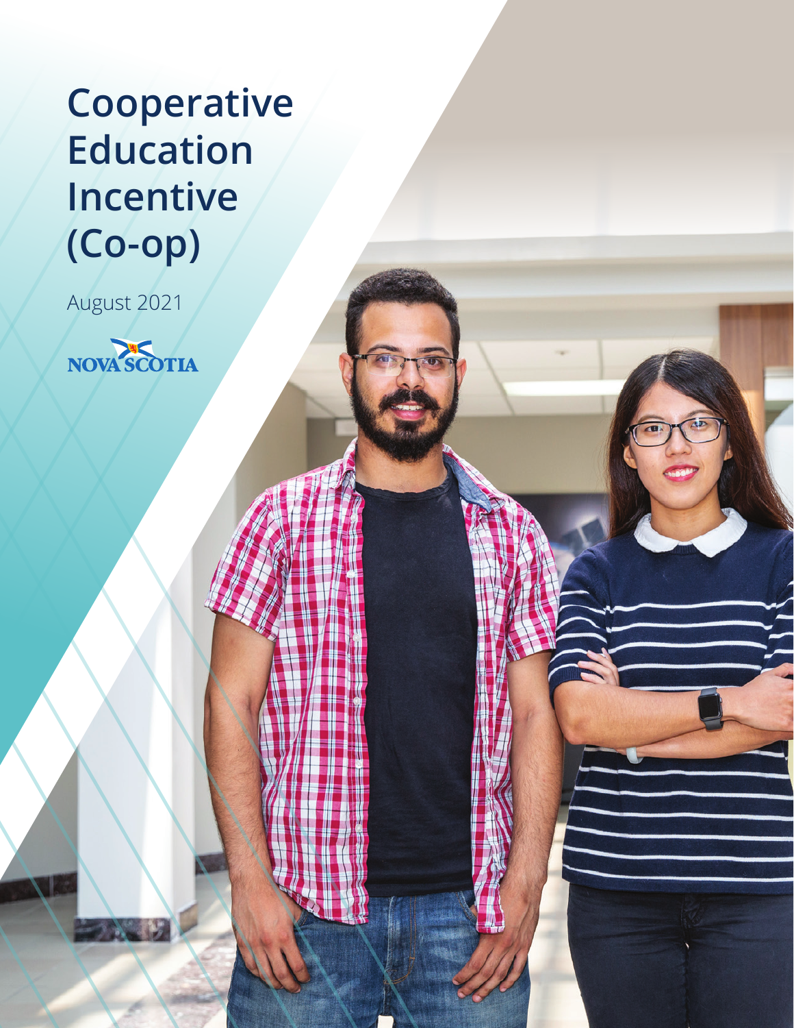# Cooperative Education Incentive (Co-op)

August 2021

NOVA SCOTIA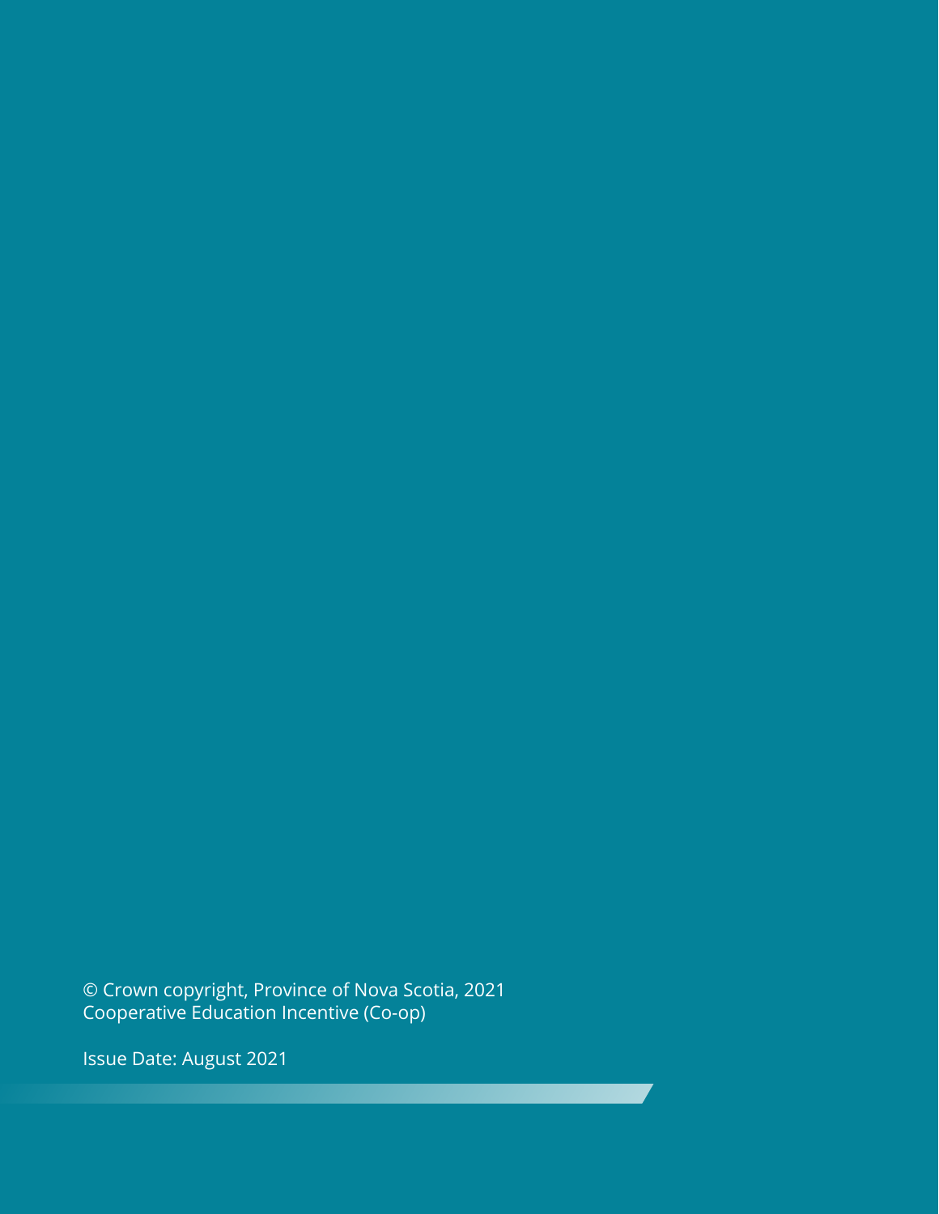© Crown copyright, Province of Nova Scotia, 2021
Cooperative Education Incentive (Co-op)

Issue Date: August 2021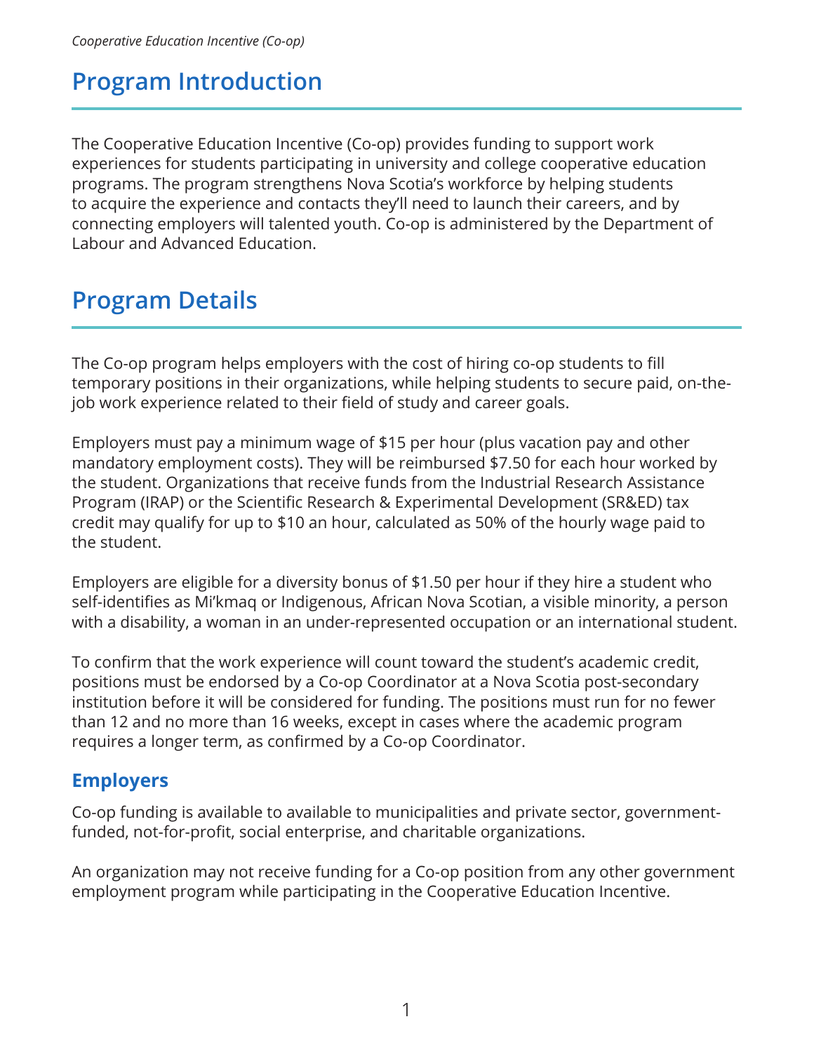# Program Introduction

The Cooperative Education Incentive (Co-op) provides funding to support work experiences for students participating in university and college cooperative education programs. The program strengthens Nova Scotia's workforce by helping students to acquire the experience and contacts they'll need to launch their careers, and by connecting employers will talented youth. Co-op is administered by the Department of Labour and Advanced Education.

# Program Details

The Co-op program helps employers with the cost of hiring co-op students to fill temporary positions in their organizations, while helping students to secure paid, on-the-job work experience related to their field of study and career goals.

Employers must pay a minimum wage of $15 per hour (plus vacation pay and other mandatory employment costs). They will be reimbursed $7.50 for each hour worked by the student. Organizations that receive funds from the Industrial Research Assistance Program (IRAP) or the Scientific Research & Experimental Development (SR&ED) tax credit may qualify for up to $10 an hour, calculated as 50% of the hourly wage paid to the student.

Employers are eligible for a diversity bonus of $1.50 per hour if they hire a student who self-identifies as Mi'kmaq or Indigenous, African Nova Scotian, a visible minority, a person with a disability, a woman in an under-represented occupation or an international student.

To confirm that the work experience will count toward the student's academic credit, positions must be endorsed by a Co-op Coordinator at a Nova Scotia post-secondary institution before it will be considered for funding. The positions must run for no fewer than 12 and no more than 16 weeks, except in cases where the academic program requires a longer term, as confirmed by a Co-op Coordinator.

## Employers

Co-op funding is available to available to municipalities and private sector, government-funded, not-for-profit, social enterprise, and charitable organizations.

An organization may not receive funding for a Co-op position from any other government employment program while participating in the Cooperative Education Incentive.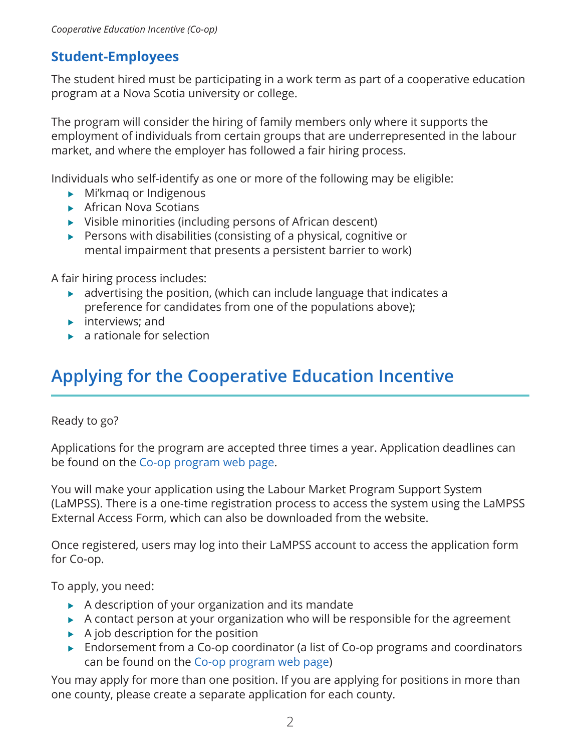## Student-Employees

The student hired must be participating in a work term as part of a cooperative education program at a Nova Scotia university or college.

The program will consider the hiring of family members only where it supports the employment of individuals from certain groups that are underrepresented in the labour market, and where the employer has followed a fair hiring process.

Individuals who self-identify as one or more of the following may be eligible:

- Mi'kmaq or Indigenous
- African Nova Scotians
- Visible minorities (including persons of African descent)
- Persons with disabilities (consisting of a physical, cognitive or mental impairment that presents a persistent barrier to work)

A fair hiring process includes:

- advertising the position, (which can include language that indicates a preference for candidates from one of the populations above);
- interviews; and
- a rationale for selection

# Applying for the Cooperative Education Incentive

Ready to go?

Applications for the program are accepted three times a year. Application deadlines can be found on the Co-op program web page.

You will make your application using the Labour Market Program Support System (LaMPSS). There is a one-time registration process to access the system using the LaMPSS External Access Form, which can also be downloaded from the website.

Once registered, users may log into their LaMPSS account to access the application form for Co-op.

To apply, you need:

- A description of your organization and its mandate
- A contact person at your organization who will be responsible for the agreement
- A job description for the position
- Endorsement from a Co-op coordinator (a list of Co-op programs and coordinators can be found on the Co-op program web page)

You may apply for more than one position. If you are applying for positions in more than one county, please create a separate application for each county.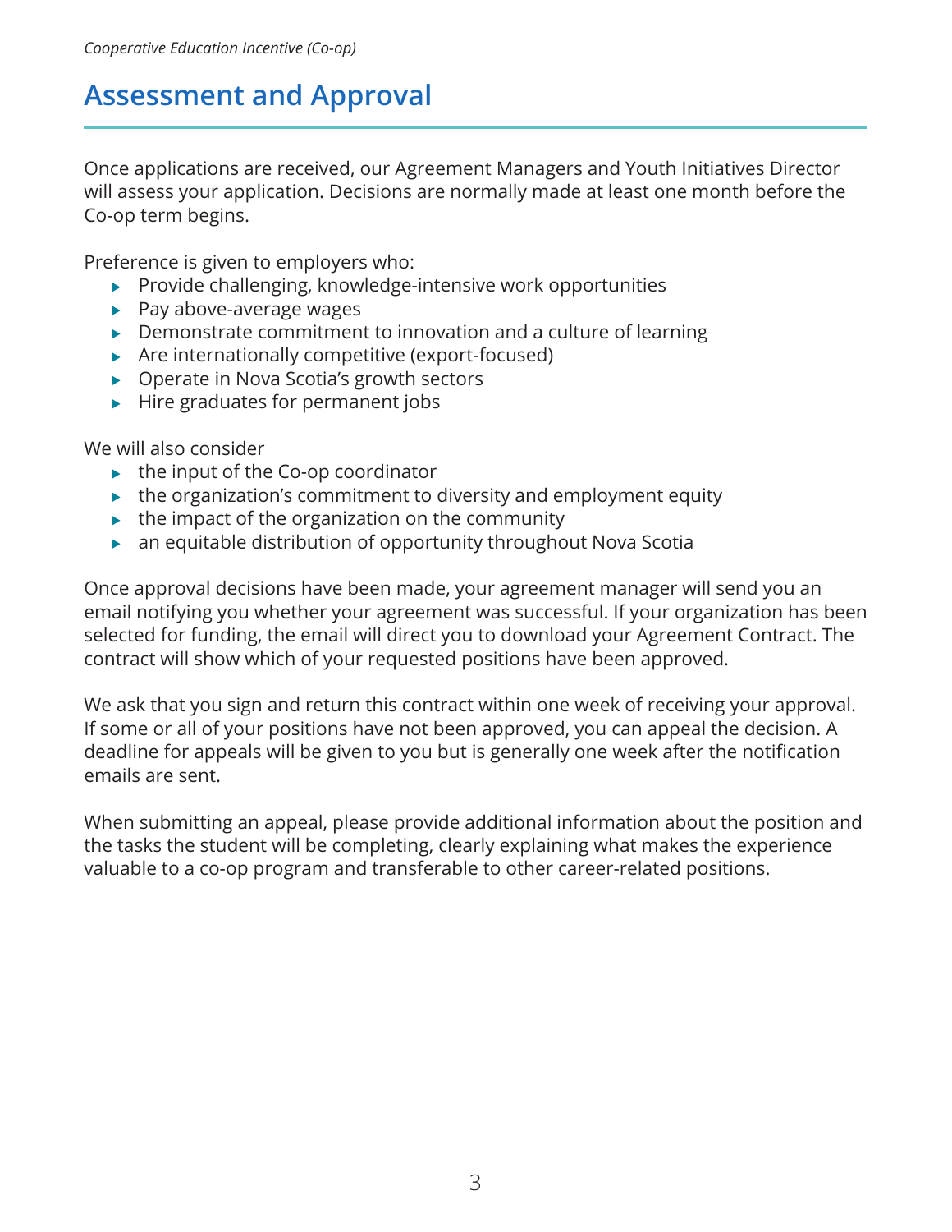# Assessment and Approval

Once applications are received, our Agreement Managers and Youth Initiatives Director will assess your application. Decisions are normally made at least one month before the Co-op term begins.

Preference is given to employers who:

- Provide challenging, knowledge-intensive work opportunities
- Pay above-average wages
- Demonstrate commitment to innovation and a culture of learning
- Are internationally competitive (export-focused)
- Operate in Nova Scotia's growth sectors
- Hire graduates for permanent jobs

We will also consider

- the input of the Co-op coordinator
- the organization's commitment to diversity and employment equity
- the impact of the organization on the community
- an equitable distribution of opportunity throughout Nova Scotia

Once approval decisions have been made, your agreement manager will send you an email notifying you whether your agreement was successful. If your organization has been selected for funding, the email will direct you to download your Agreement Contract. The contract will show which of your requested positions have been approved.

We ask that you sign and return this contract within one week of receiving your approval. If some or all of your positions have not been approved, you can appeal the decision. A deadline for appeals will be given to you but is generally one week after the notification emails are sent.

When submitting an appeal, please provide additional information about the position and the tasks the student will be completing, clearly explaining what makes the experience valuable to a co-op program and transferable to other career-related positions.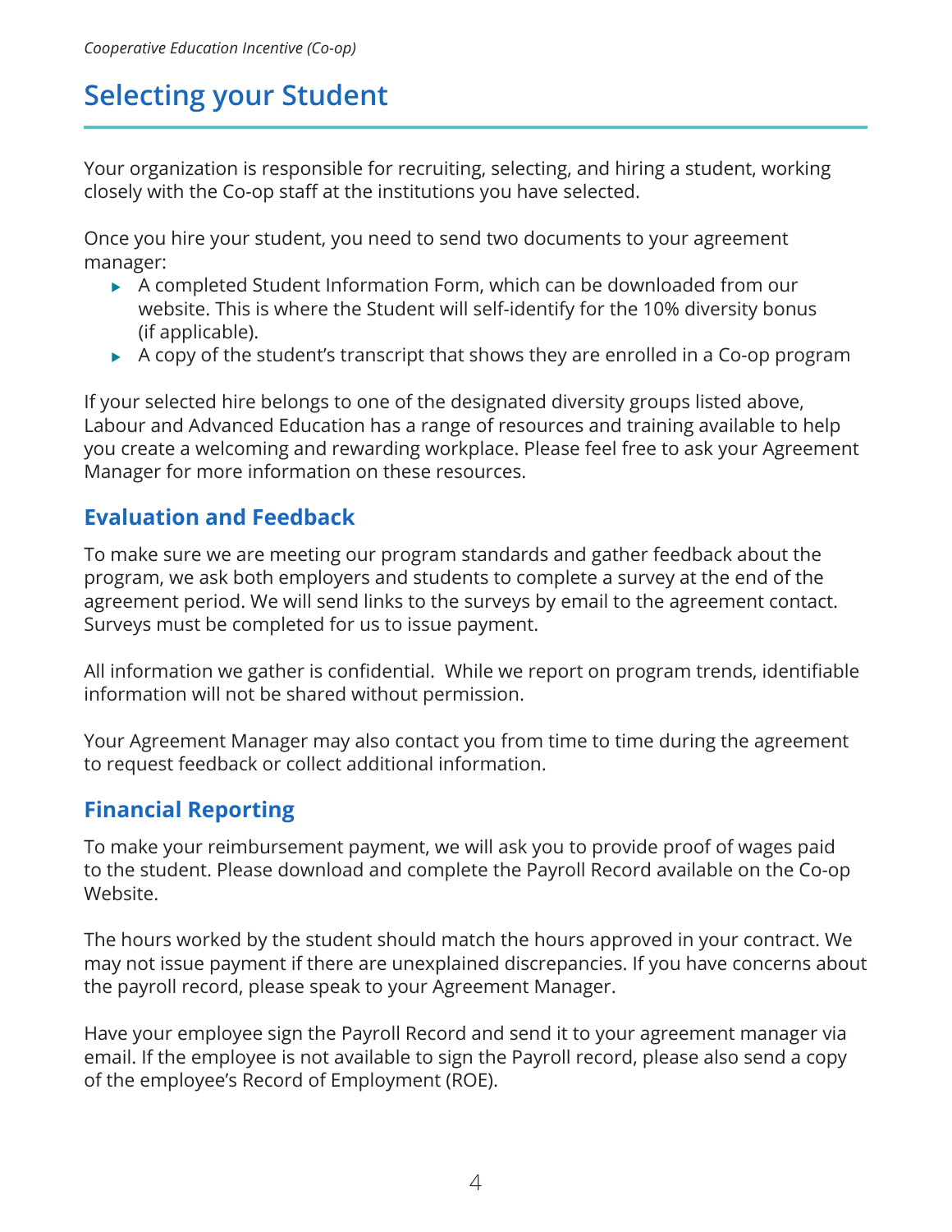# Selecting your Student

Your organization is responsible for recruiting, selecting, and hiring a student, working closely with the Co-op staff at the institutions you have selected.

Once you hire your student, you need to send two documents to your agreement manager:

- A completed Student Information Form, which can be downloaded from our website. This is where the Student will self-identify for the 10% diversity bonus (if applicable).
- A copy of the student's transcript that shows they are enrolled in a Co-op program

If your selected hire belongs to one of the designated diversity groups listed above, Labour and Advanced Education has a range of resources and training available to help you create a welcoming and rewarding workplace. Please feel free to ask your Agreement Manager for more information on these resources.

## Evaluation and Feedback

To make sure we are meeting our program standards and gather feedback about the program, we ask both employers and students to complete a survey at the end of the agreement period. We will send links to the surveys by email to the agreement contact. Surveys must be completed for us to issue payment.

All information we gather is confidential. While we report on program trends, identifiable information will not be shared without permission.

Your Agreement Manager may also contact you from time to time during the agreement to request feedback or collect additional information.

## Financial Reporting

To make your reimbursement payment, we will ask you to provide proof of wages paid to the student. Please download and complete the Payroll Record available on the Co-op Website.

The hours worked by the student should match the hours approved in your contract. We may not issue payment if there are unexplained discrepancies. If you have concerns about the payroll record, please speak to your Agreement Manager.

Have your employee sign the Payroll Record and send it to your agreement manager via email. If the employee is not available to sign the Payroll record, please also send a copy of the employee's Record of Employment (ROE).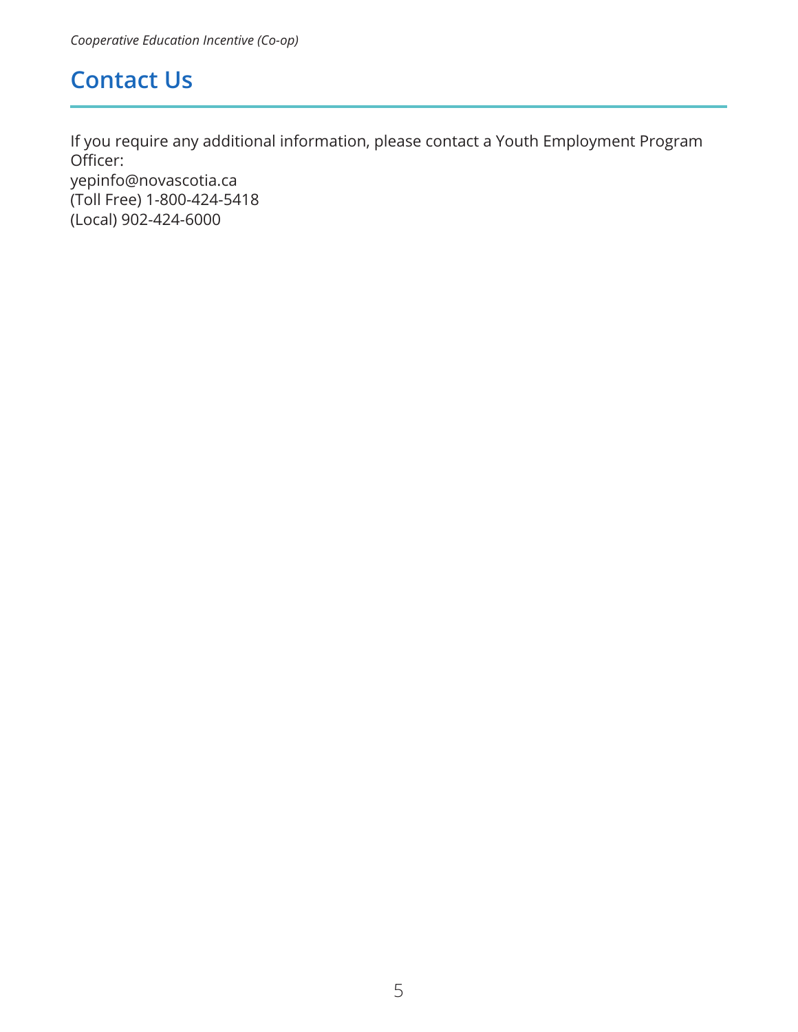## Contact Us

If you require any additional information, please contact a Youth Employment Program Officer:
yepinfo@novascotia.ca
(Toll Free) 1-800-424-5418
(Local) 902-424-6000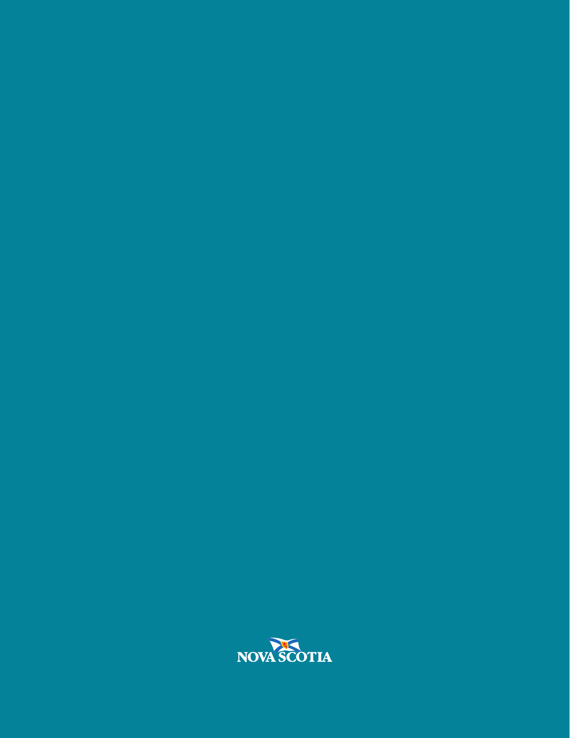NOVA SCOTIA